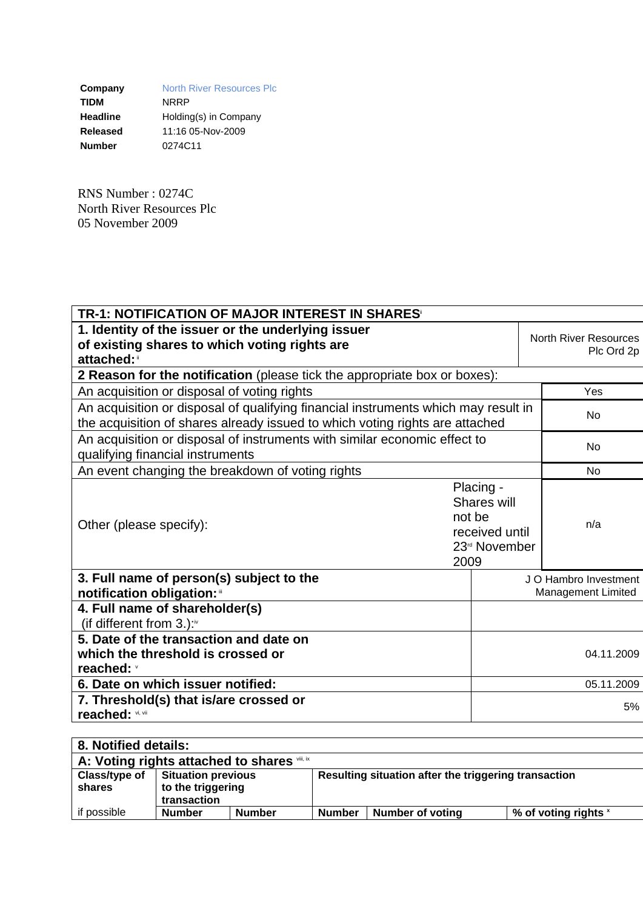| | |
|---|---|
| **Company** | North River Resources Plc |
| **TIDM** | NRRP |
| **Headline** | Holding(s) in Company |
| **Released** | 11:16 05-Nov-2009 |
| **Number** | 0274C11 |

RNS Number : 0274C
North River Resources Plc
05 November 2009

| **TR-1: NOTIFICATION OF MAJOR INTEREST IN SHARES**[i] | | |
|---|---|---|
| **1. Identity of the issuer or the underlying issuer of existing shares to which voting rights are attached:** [ii] | | North River Resources Plc Ord 2p |
| **2 Reason for the notification** (please tick the appropriate box or boxes): | | |
| An acquisition or disposal of voting rights | | Yes |
| An acquisition or disposal of qualifying financial instruments which may result in the acquisition of shares already issued to which voting rights are attached | | No |
| An acquisition or disposal of instruments with similar economic effect to qualifying financial instruments | | No |
| An event changing the breakdown of voting rights | | No |
| Other (please specify): | Placing - Shares will not be received until 23rd November 2009 | n/a |
| **3. Full name of person(s) subject to the notification obligation:** [iii] | | J O Hambro Investment Management Limited |
| **4. Full name of shareholder(s)** (if different from 3.):[iv] | | |
| **5. Date of the transaction and date on which the threshold is crossed or reached:** [v] | | 04.11.2009 |
| **6. Date on which issuer notified:** | | 05.11.2009 |
| **7. Threshold(s) that is/are crossed or reached:** [vi, vii] | | 5% |

| **8. Notified details:** | | | | | |
|---|---|---|---|---|---|
| **A: Voting rights attached to shares** [viii, ix] | | | | | |
| **Class/type of shares** | **Situation previous to the triggering transaction** | | **Resulting situation after the triggering transaction** | | |
| if possible | **Number** | **Number** | **Number** | **Number of voting** | **% of voting rights** [x] |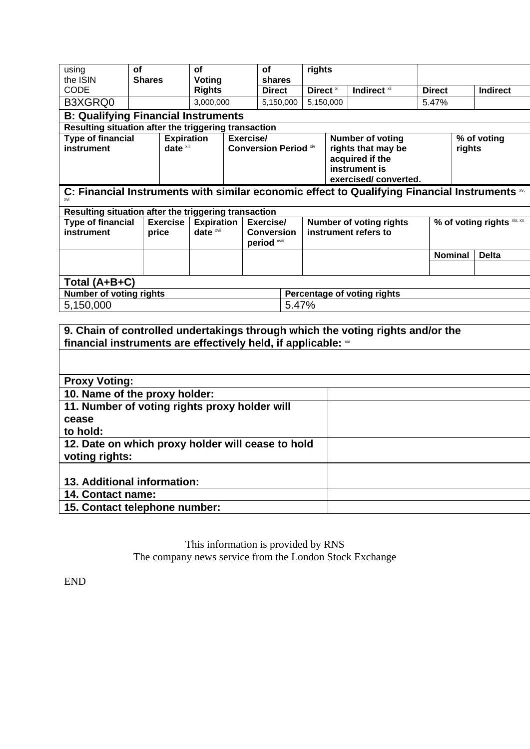| using the ISIN CODE | of Shares | of Voting Rights | of shares | rights | | | |
|---|---|---|---|---|---|---|---|
| | | | Direct | Direct [xi] | Indirect [xii] | Direct | Indirect |
| B3XGRQ0 | | 3,000,000 | 5,150,000 | 5,150,000 | | 5.47% | |

**B: Qualifying Financial Instruments**

**Resulting situation after the triggering transaction**

| Type of financial instrument | Expiration date [xiii] | Exercise/ Conversion Period [xiv] | Number of voting rights that may be acquired if the instrument is exercised/ converted. | % of voting rights |
|---|---|---|---|---|

**C: Financial Instruments with similar economic effect to Qualifying Financial Instruments [xv, xvi]**

**Resulting situation after the triggering transaction**

| Type of financial instrument | Exercise price | Expiration date [xvii] | Exercise/ Conversion period [xviii] | Number of voting rights instrument refers to | % of voting rights [xix, xx] | |
|---|---|---|---|---|---|---|
| | | | | | Nominal | Delta |
| | | | | | | |

**Total (A+B+C)**

| Number of voting rights | Percentage of voting rights |
|---|---|
| 5,150,000 | 5.47% |

| **9. Chain of controlled undertakings through which the voting rights and/or the financial instruments are effectively held, if applicable:** [xxi] |
|---|
| |

**Proxy Voting:**

| | |
|---|---|
| **10. Name of the proxy holder:** | |
| **11. Number of voting rights proxy holder will cease to hold:** | |
| **12. Date on which proxy holder will cease to hold voting rights:** | |
| **13. Additional information:** | |
| **14. Contact name:** | |
| **15. Contact telephone number:** | |

This information is provided by RNS
The company news service from the London Stock Exchange

END